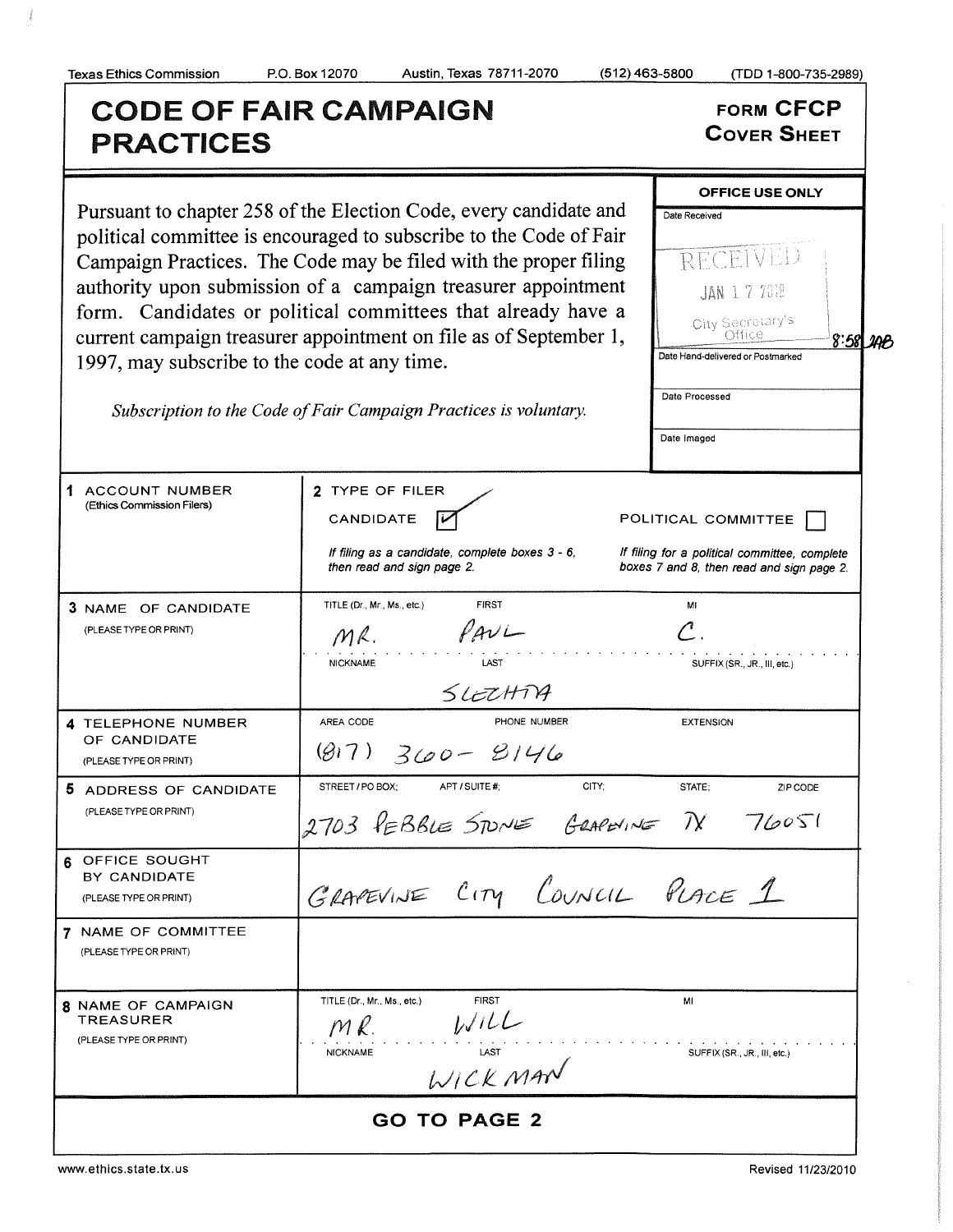Texas Ethics Commission P.O. Box 12070 Austin, Texas 78711-2070 (512) 463-5800 (TDD 1-800-735-2989)

# CODE OF FAIR CAMPAIGN PRACTICES

**FORM CFCP**
**COVER SHEET**

Pursuant to chapter 258 of the Election Code, every candidate and political committee is encouraged to subscribe to the Code of Fair Campaign Practices. The Code may be filed with the proper filing authority upon submission of a campaign treasurer appointment form. Candidates or political committees that already have a current campaign treasurer appointment on file as of September 1, 1997, may subscribe to the code at any time.

*Subscription to the Code of Fair Campaign Practices is voluntary.*

| OFFICE USE ONLY |
|---|
| Date Received: RECEIVED JAN 17 2018 City Secretary's Office 8:58 JAB |
| Date Hand-delivered or Postmarked |
| Date Processed |
| Date Imaged |

| | |
|---|---|
| **1** ACCOUNT NUMBER (Ethics Commission Filers) | **2** TYPE OF FILER<br>CANDIDATE [✓] POLITICAL COMMITTEE [ ]<br>*If filing as a candidate, complete boxes 3 - 6, then read and sign page 2.*<br>*If filing for a political committee, complete boxes 7 and 8, then read and sign page 2.* |
| **3** NAME OF CANDIDATE (PLEASE TYPE OR PRINT) | TITLE (Dr., Mr., Ms., etc.): MR. FIRST: PAUL MI: C.<br>NICKNAME: LAST: SLECHTA SUFFIX (SR., JR., III, etc.): |
| **4** TELEPHONE NUMBER OF CANDIDATE (PLEASE TYPE OR PRINT) | AREA CODE: (817) PHONE NUMBER: 360-8146 EXTENSION: |
| **5** ADDRESS OF CANDIDATE (PLEASE TYPE OR PRINT) | STREET / PO BOX; APT / SUITE #; CITY; STATE; ZIP CODE<br>2703 PEBBLE STONE GRAPEVINE TX 76051 |
| **6** OFFICE SOUGHT BY CANDIDATE (PLEASE TYPE OR PRINT) | GRAPEVINE CITY COUNCIL PLACE 1 |
| **7** NAME OF COMMITTEE (PLEASE TYPE OR PRINT) | |
| **8** NAME OF CAMPAIGN TREASURER (PLEASE TYPE OR PRINT) | TITLE (Dr., Mr., Ms., etc.): MR. FIRST: WILL MI:<br>NICKNAME: LAST: WICKMAN SUFFIX (SR., JR., III, etc.): |

**GO TO PAGE 2**

www.ethics.state.tx.us Revised 11/23/2010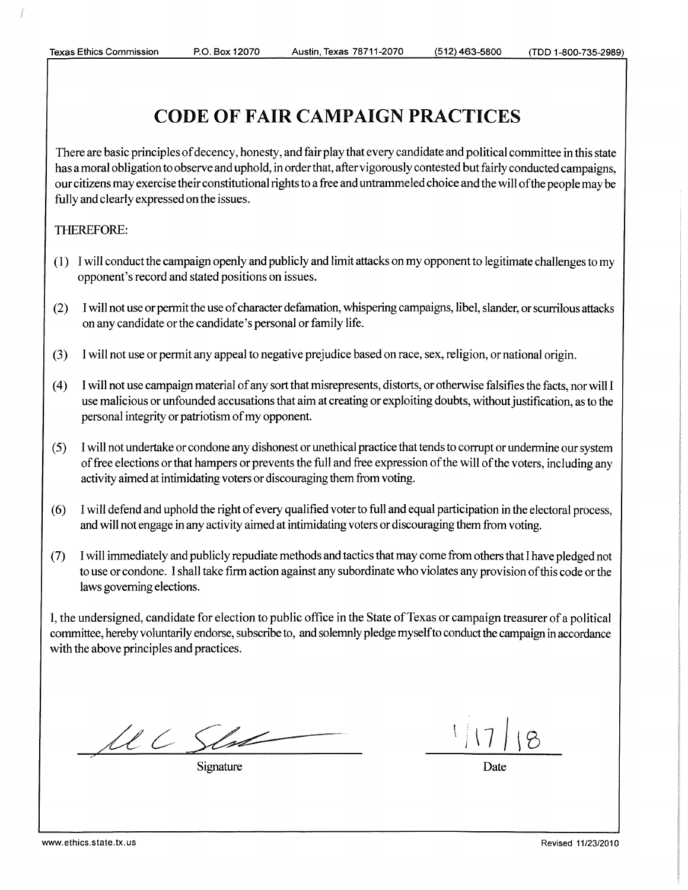# CODE OF FAIR CAMPAIGN PRACTICES

There are basic principles of decency, honesty, and fair play that every candidate and political committee in this state has a moral obligation to observe and uphold, in order that, after vigorously contested but fairly conducted campaigns, our citizens may exercise their constitutional rights to a free and untrammeled choice and the will of the people may be fully and clearly expressed on the issues.

THEREFORE:

(1) I will conduct the campaign openly and publicly and limit attacks on my opponent to legitimate challenges to my opponent's record and stated positions on issues.

(2) I will not use or permit the use of character defamation, whispering campaigns, libel, slander, or scurrilous attacks on any candidate or the candidate's personal or family life.

(3) I will not use or permit any appeal to negative prejudice based on race, sex, religion, or national origin.

(4) I will not use campaign material of any sort that misrepresents, distorts, or otherwise falsifies the facts, nor will I use malicious or unfounded accusations that aim at creating or exploiting doubts, without justification, as to the personal integrity or patriotism of my opponent.

(5) I will not undertake or condone any dishonest or unethical practice that tends to corrupt or undermine our system of free elections or that hampers or prevents the full and free expression of the will of the voters, including any activity aimed at intimidating voters or discouraging them from voting.

(6) I will defend and uphold the right of every qualified voter to full and equal participation in the electoral process, and will not engage in any activity aimed at intimidating voters or discouraging them from voting.

(7) I will immediately and publicly repudiate methods and tactics that may come from others that I have pledged not to use or condone. I shall take firm action against any subordinate who violates any provision of this code or the laws governing elections.

I, the undersigned, candidate for election to public office in the State of Texas or campaign treasurer of a political committee, hereby voluntarily endorse, subscribe to, and solemnly pledge myself to conduct the campaign in accordance with the above principles and practices.

| | |
|---|---|
| [signature] | 1/17/18 |
| Signature | Date |